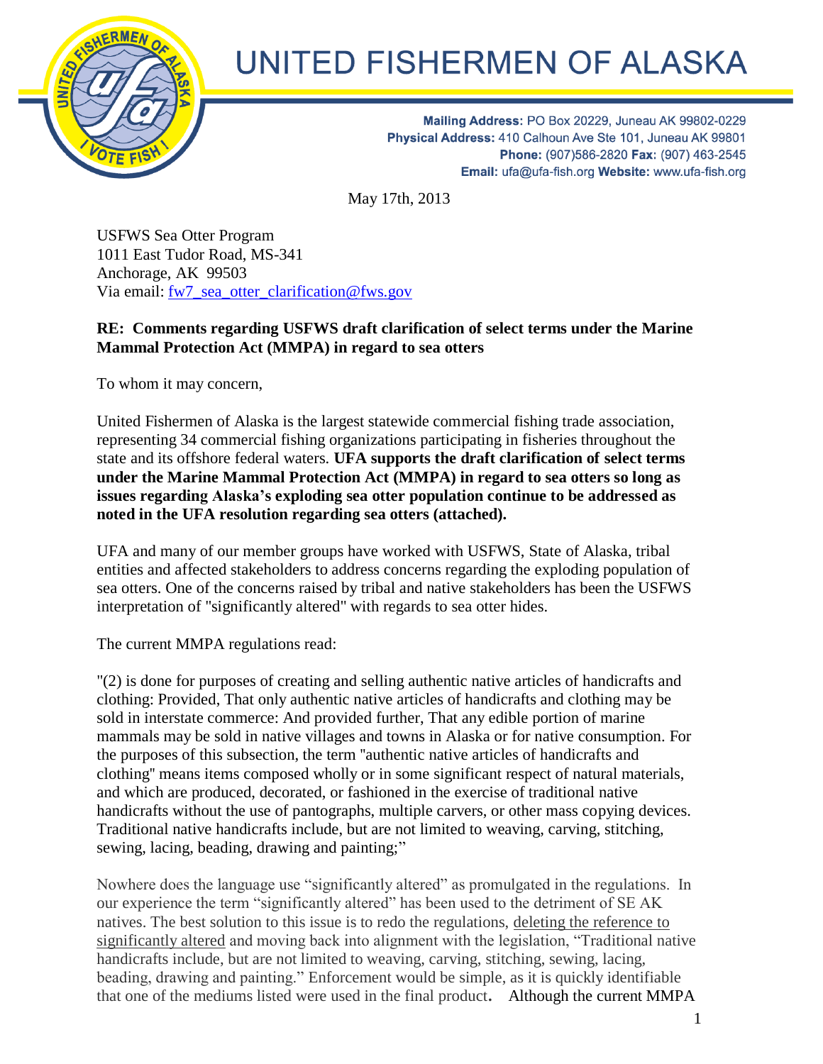# UNITED FISHERMEN OF ALASKA

**Mailing Address:** PO Box 20229, Juneau AK 99802-0229
**Physical Address:** 410 Calhoun Ave Ste 101, Juneau AK 99801
**Phone:** (907)586-2820 **Fax:** (907) 463-2545
**Email:** ufa@ufa-fish.org **Website:** www.ufa-fish.org

May 17th, 2013

USFWS Sea Otter Program
1011 East Tudor Road, MS-341
Anchorage, AK 99503
Via email: fw7_sea_otter_clarification@fws.gov

**RE: Comments regarding USFWS draft clarification of select terms under the Marine Mammal Protection Act (MMPA) in regard to sea otters**

To whom it may concern,

United Fishermen of Alaska is the largest statewide commercial fishing trade association, representing 34 commercial fishing organizations participating in fisheries throughout the state and its offshore federal waters. **UFA supports the draft clarification of select terms under the Marine Mammal Protection Act (MMPA) in regard to sea otters so long as issues regarding Alaska's exploding sea otter population continue to be addressed as noted in the UFA resolution regarding sea otters (attached).**

UFA and many of our member groups have worked with USFWS, State of Alaska, tribal entities and affected stakeholders to address concerns regarding the exploding population of sea otters. One of the concerns raised by tribal and native stakeholders has been the USFWS interpretation of "significantly altered" with regards to sea otter hides.

The current MMPA regulations read:

"(2) is done for purposes of creating and selling authentic native articles of handicrafts and clothing: Provided, That only authentic native articles of handicrafts and clothing may be sold in interstate commerce: And provided further, That any edible portion of marine mammals may be sold in native villages and towns in Alaska or for native consumption. For the purposes of this subsection, the term "authentic native articles of handicrafts and clothing" means items composed wholly or in some significant respect of natural materials, and which are produced, decorated, or fashioned in the exercise of traditional native handicrafts without the use of pantographs, multiple carvers, or other mass copying devices. Traditional native handicrafts include, but are not limited to weaving, carving, stitching, sewing, lacing, beading, drawing and painting;"

Nowhere does the language use "significantly altered" as promulgated in the regulations. In our experience the term "significantly altered" has been used to the detriment of SE AK natives. The best solution to this issue is to redo the regulations, <u>deleting the reference to significantly altered</u> and moving back into alignment with the legislation, "Traditional native handicrafts include, but are not limited to weaving, carving, stitching, sewing, lacing, beading, drawing and painting." Enforcement would be simple, as it is quickly identifiable that one of the mediums listed were used in the final product**.** Although the current MMPA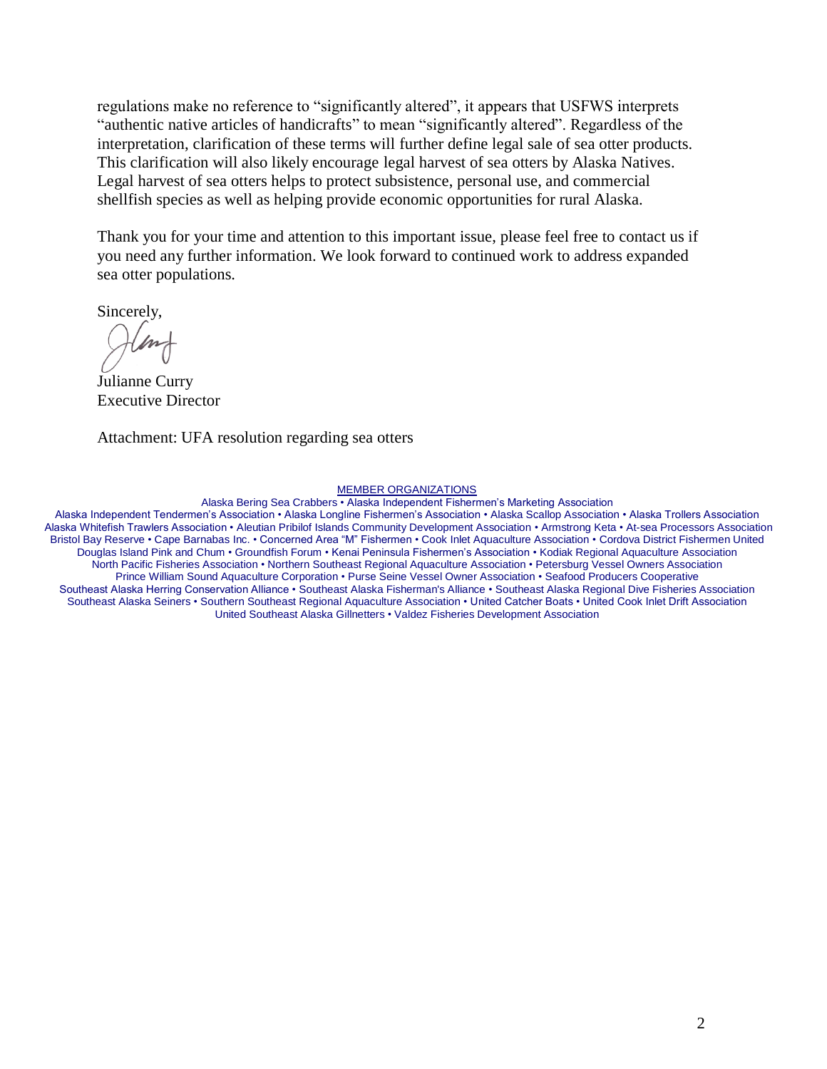regulations make no reference to "significantly altered", it appears that USFWS interprets "authentic native articles of handicrafts" to mean "significantly altered". Regardless of the interpretation, clarification of these terms will further define legal sale of sea otter products. This clarification will also likely encourage legal harvest of sea otters by Alaska Natives. Legal harvest of sea otters helps to protect subsistence, personal use, and commercial shellfish species as well as helping provide economic opportunities for rural Alaska.

Thank you for your time and attention to this important issue, please feel free to contact us if you need any further information. We look forward to continued work to address expanded sea otter populations.

Sincerely,

Julianne Curry
Executive Director

Attachment: UFA resolution regarding sea otters

MEMBER ORGANIZATIONS

Alaska Bering Sea Crabbers • Alaska Independent Fishermen's Marketing Association
Alaska Independent Tendermen's Association • Alaska Longline Fishermen's Association • Alaska Scallop Association • Alaska Trollers Association
Alaska Whitefish Trawlers Association • Aleutian Pribilof Islands Community Development Association • Armstrong Keta • At-sea Processors Association
Bristol Bay Reserve • Cape Barnabas Inc. • Concerned Area "M" Fishermen • Cook Inlet Aquaculture Association • Cordova District Fishermen United
Douglas Island Pink and Chum • Groundfish Forum • Kenai Peninsula Fishermen's Association • Kodiak Regional Aquaculture Association
North Pacific Fisheries Association • Northern Southeast Regional Aquaculture Association • Petersburg Vessel Owners Association
Prince William Sound Aquaculture Corporation • Purse Seine Vessel Owner Association • Seafood Producers Cooperative
Southeast Alaska Herring Conservation Alliance • Southeast Alaska Fisherman's Alliance • Southeast Alaska Regional Dive Fisheries Association
Southeast Alaska Seiners • Southern Southeast Regional Aquaculture Association • United Catcher Boats • United Cook Inlet Drift Association
United Southeast Alaska Gillnetters • Valdez Fisheries Development Association